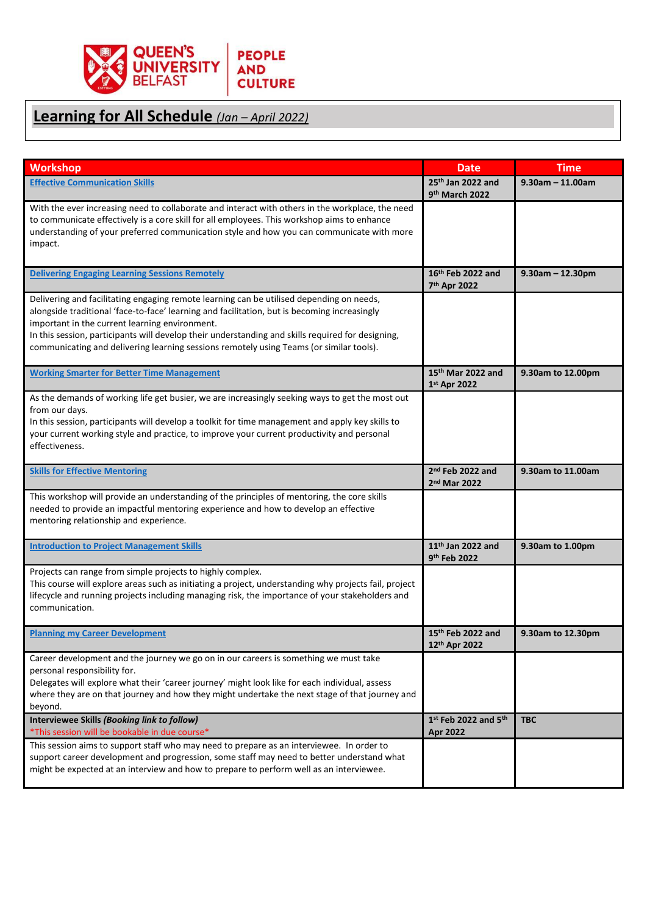QUEEN'S UNIVERSITY BELFAST | PEOPLE AND CULTURE

# Learning for All Schedule *(Jan – April 2022)*

| Workshop | Date | Time |
| --- | --- | --- |
| **Effective Communication Skills** | **25th Jan 2022 and 9th March 2022** | **9.30am – 11.00am** |
| With the ever increasing need to collaborate and interact with others in the workplace, the need to communicate effectively is a core skill for all employees. This workshop aims to enhance understanding of your preferred communication style and how you can communicate with more impact. | | |
| **Delivering Engaging Learning Sessions Remotely** | **16th Feb 2022 and 7th Apr 2022** | **9.30am – 12.30pm** |
| Delivering and facilitating engaging remote learning can be utilised depending on needs, alongside traditional 'face-to-face' learning and facilitation, but is becoming increasingly important in the current learning environment. In this session, participants will develop their understanding and skills required for designing, communicating and delivering learning sessions remotely using Teams (or similar tools). | | |
| **Working Smarter for Better Time Management** | **15th Mar 2022 and 1st Apr 2022** | **9.30am to 12.00pm** |
| As the demands of working life get busier, we are increasingly seeking ways to get the most out from our days. In this session, participants will develop a toolkit for time management and apply key skills to your current working style and practice, to improve your current productivity and personal effectiveness. | | |
| **Skills for Effective Mentoring** | **2nd Feb 2022 and 2nd Mar 2022** | **9.30am to 11.00am** |
| This workshop will provide an understanding of the principles of mentoring, the core skills needed to provide an impactful mentoring experience and how to develop an effective mentoring relationship and experience. | | |
| **Introduction to Project Management Skills** | **11th Jan 2022 and 9th Feb 2022** | **9.30am to 1.00pm** |
| Projects can range from simple projects to highly complex. This course will explore areas such as initiating a project, understanding why projects fail, project lifecycle and running projects including managing risk, the importance of your stakeholders and communication. | | |
| **Planning my Career Development** | **15th Feb 2022 and 12th Apr 2022** | **9.30am to 12.30pm** |
| Career development and the journey we go on in our careers is something we must take personal responsibility for. Delegates will explore what their 'career journey' might look like for each individual, assess where they are on that journey and how they might undertake the next stage of that journey and beyond. | | |
| **Interviewee Skills *(Booking link to follow)*** *This session will be bookable in due course* | **1st Feb 2022 and 5th Apr 2022** | **TBC** |
| This session aims to support staff who may need to prepare as an interviewee. In order to support career development and progression, some staff may need to better understand what might be expected at an interview and how to prepare to perform well as an interviewee. | | |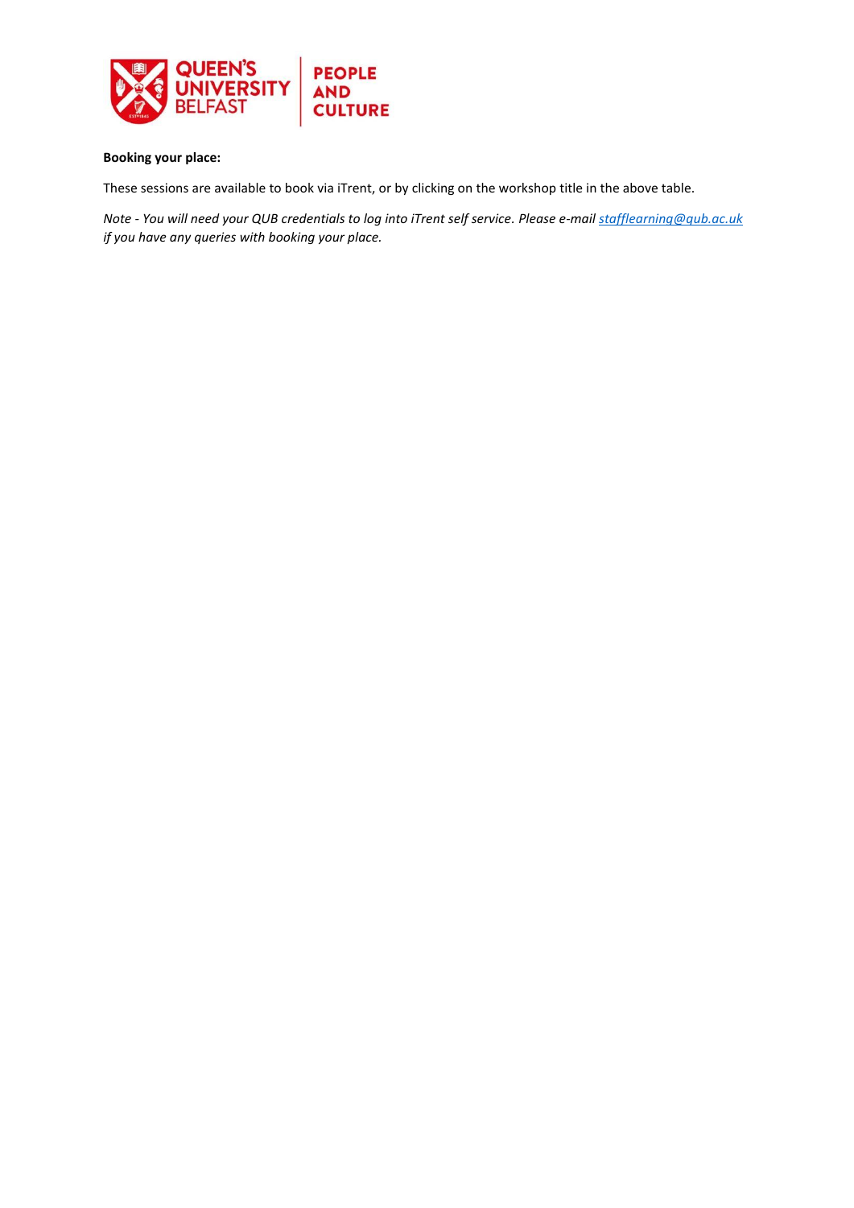**Booking your place:**

These sessions are available to book via iTrent, or by clicking on the workshop title in the above table.

*Note - You will need your QUB credentials to log into iTrent self service. Please e-mail stafflearning@qub.ac.uk if you have any queries with booking your place.*